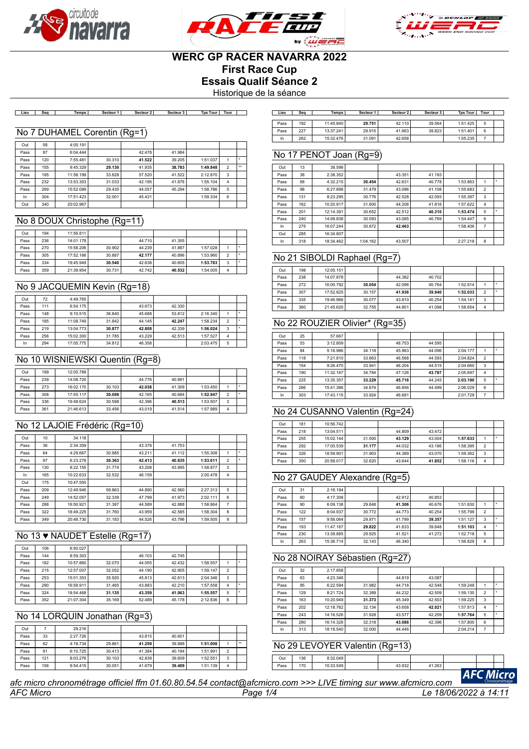# WERC GP RACER NAVARRA 2022

## First Race Cup

## Essais Qualif Séance 2

Historique de la séance

### No 7 DUHAMEL Corentin (Rg=1)

| Lieu | Seq | Temps | Secteur 1 | Secteur 2 | Secteur 3 | Tps Tour | Tour | |
|---|---|---|---|---|---|---|---|---|
| Out | 58 | 4:05.191 | | | | | | |
| Pass | 87 | 6:04.444 | | 42.478 | 41.984 | | | |
| Pass | 120 | 7:55.481 | 30.310 | **41.522** | 39.205 | 1:51.037 | 1 | * |
| Pass | 155 | 9:45.329 | **29.130** | 41.935 | **38.783** | **1:49.848** | 2 | ** |
| Pass | 195 | 11:58.199 | 33.828 | 57.520 | 41.522 | 2:12.870 | 3 | |
| Pass | 232 | 13:53.303 | 31.033 | 42.195 | 41.876 | 1:55.104 | 4 | |
| Pass | 269 | 15:52.089 | 29.435 | 44.057 | 45.294 | 1:58.786 | 5 | |
| In | 304 | 17:51.423 | 32.001 | 45.431 | | 1:59.334 | 6 | |
| Out | 340 | 20:02.967 | | | | | | |

### No 8 DOUX Christophe (Rg=11)

| Lieu | Seq | Temps | Secteur 1 | Secteur 2 | Secteur 3 | Tps Tour | Tour | |
|---|---|---|---|---|---|---|---|---|
| Out | 194 | 11:56.811 | | | | | | |
| Pass | 236 | 14:01.178 | | 44.710 | 41.355 | | | |
| Pass | 270 | 15:58.206 | 30.902 | 44.239 | 41.887 | 1:57.028 | 1 | * |
| Pass | 305 | 17:52.166 | 30.887 | **42.177** | 40.896 | 1:53.960 | 2 | * |
| Pass | 334 | 19:45.949 | **30.540** | 42.638 | 40.605 | **1:53.783** | 3 | * |
| Pass | 359 | 21:39.954 | 30.731 | 42.742 | **40.532** | 1:54.005 | 4 | |

### No 9 JACQUEMIN Kevin (Rg=18)

| Lieu | Seq | Temps | Secteur 1 | Secteur 2 | Secteur 3 | Tps Tour | Tour | |
|---|---|---|---|---|---|---|---|---|
| Out | 72 | 4:49.765 | | | | | | |
| Pass | 111 | 6:54.175 | | 43.673 | 42.330 | | | |
| Pass | 148 | 9:10.515 | 36.840 | 45.688 | 53.812 | 2:16.340 | 1 | * |
| Pass | 185 | 11:08.749 | 31.842 | 44.145 | **42.247** | 1:58.234 | 2 | * |
| Pass | 219 | 13:04.773 | **30.877** | **42.808** | 42.339 | **1:56.024** | 3 | * |
| Pass | 256 | 15:02.300 | 31.785 | 43.229 | 42.513 | 1:57.527 | 4 | |
| In | 294 | 17:05.775 | 34.812 | 46.358 | | 2:03.475 | 5 | |

### No 10 WISNIEWSKI Quentin (Rg=8)

| Lieu | Seq | Temps | Secteur 1 | Secteur 2 | Secteur 3 | Tps Tour | Tour | |
|---|---|---|---|---|---|---|---|---|
| Out | 199 | 12:05.789 | | | | | | |
| Pass | 239 | 14:08.720 | | 44.776 | 40.891 | | | |
| Pass | 273 | 16:02.170 | 30.103 | **42.038** | 41.309 | 1:53.450 | 1 | * |
| Pass | 308 | 17:55.117 | **30.098** | 42.165 | 40.684 | **1:52.947** | 2 | * |
| Pass | 336 | 19:48.624 | 30.598 | 42.396 | **40.513** | 1:53.507 | 3 | |
| Pass | 361 | 21:46.613 | 33.456 | 43.019 | 41.514 | 1:57.989 | 4 | |

### No 12 LAJOIE Frédéric (Rg=10)

| Lieu | Seq | Temps | Secteur 1 | Secteur 2 | Secteur 3 | Tps Tour | Tour | |
|---|---|---|---|---|---|---|---|---|
| Out | 10 | 34.118 | | | | | | |
| Pass | 36 | 2:34.359 | | 43.378 | 41.753 | | | |
| Pass | 64 | 4:29.667 | 30.985 | 43.211 | 41.112 | 1:55.308 | 1 | * |
| Pass | 97 | 6:23.278 | **30.363** | **42.413** | **40.835** | **1:53.611** | 2 | * |
| Pass | 130 | 8:22.155 | 31.774 | 43.208 | 43.895 | 1:58.877 | 3 | |
| In | 165 | 10:22.633 | 32.532 | 46.159 | | 2:00.478 | 4 | |
| Out | 175 | 10:47.550 | | | | | | |
| Pass | 209 | 12:49.946 | 59.863 | 44.890 | 42.560 | 2:27.313 | 5 | |
| Pass | 249 | 14:52.057 | 32.339 | 47.799 | 41.973 | 2:02.111 | 6 | |
| Pass | 288 | 16:50.921 | 31.387 | 44.589 | 42.888 | 1:58.864 | 7 | |
| Pass | 322 | 18:49.225 | 31.760 | 43.959 | 42.585 | 1:58.304 | 8 | |
| Pass | 349 | 20:48.730 | 31.183 | 44.526 | 43.796 | 1:59.505 | 9 | |

### No 13 ♥ NAUDET Estelle (Rg=17)

| Lieu | Seq | Temps | Secteur 1 | Secteur 2 | Secteur 3 | Tps Tour | Tour | |
|---|---|---|---|---|---|---|---|---|
| Out | 106 | 6:50.027 | | | | | | |
| Pass | 144 | 8:59.303 | | 46.103 | 42.745 | | | |
| Pass | 182 | 10:57.860 | 32.070 | 44.055 | 42.432 | 1:58.557 | 1 | * |
| Pass | 215 | 12:57.007 | 32.052 | 44.190 | 42.905 | 1:59.147 | 2 | |
| Pass | 253 | 15:01.353 | 35.920 | 45.813 | 42.613 | 2:04.346 | 3 | |
| Pass | 290 | 16:58.911 | 31.465 | 43.883 | 42.210 | 1:57.558 | 4 | * |
| Pass | 324 | 18:54.468 | **31.135** | **43.359** | **41.063** | **1:55.557** | 5 | * |
| Pass | 352 | 21:07.304 | 35.169 | 52.489 | 45.178 | 2:12.836 | 6 | |

### No 14 LORQUIN Jonathan (Rg=3)

| Lieu | Seq | Temps | Secteur 1 | Secteur 2 | Secteur 3 | Tps Tour | Tour | |
|---|---|---|---|---|---|---|---|---|
| Out | 7 | 29.216 | | | | | | |
| Pass | 33 | 2:27.726 | | 43.815 | 40.601 | | | |
| Pass | 62 | 4:18.734 | 29.861 | **41.259** | 39.888 | **1:51.008** | 1 | ** |
| Pass | 91 | 6:10.725 | 30.413 | 41.384 | 40.194 | 1:51.991 | 2 | |
| Pass | 121 | 8:03.276 | 30.103 | 42.839 | 39.609 | 1:52.551 | 3 | |
| Pass | 156 | 9:54.415 | 30.051 | 41.679 | **39.409** | 1:51.139 | 4 | |
| Pass | 192 | 11:45.840 | **29.751** | 42.110 | 39.564 | 1:51.425 | 5 | |
| Pass | 227 | 13:37.241 | 29.915 | 41.663 | 39.823 | 1:51.401 | 6 | |
| In | 262 | 15:32.476 | 31.091 | 42.658 | | 1:55.235 | 7 | |

### No 17 PENOT Joan (Rg=9)

| Lieu | Seq | Temps | Secteur 1 | Secteur 2 | Secteur 3 | Tps Tour | Tour | |
|---|---|---|---|---|---|---|---|---|
| Out | 13 | 38.598 | | | | | | |
| Pass | 38 | 2:38.352 | | 43.351 | 41.193 | | | |
| Pass | 68 | 4:32.215 | **30.454** | 42.631 | 40.778 | 1:53.863 | 1 | * |
| Pass | 98 | 6:27.898 | 31.479 | 43.096 | 41.108 | 1:55.683 | 2 | |
| Pass | 131 | 8:23.295 | 30.776 | 42.528 | 42.093 | 1:55.397 | 3 | |
| Pass | 162 | 10:20.917 | 31.600 | 44.206 | 41.816 | 1:57.622 | 4 | |
| Pass | 201 | 12:14.391 | 30.652 | 42.512 | **40.310** | **1:53.474** | 5 | * |
| Pass | 240 | 14:08.838 | 30.593 | 43.085 | 40.769 | 1:54.447 | 6 | |
| In | 275 | 16:07.244 | 30.872 | **42.463** | | 1:58.406 | 7 | |
| Out | 285 | 16:34.807 | | | | | | |
| In | 318 | 18:34.462 | 1:04.162 | 43.507 | | 2:27.218 | 8 | |

### No 21 SIBOLDI Raphael (Rg=7)

| Lieu | Seq | Temps | Secteur 1 | Secteur 2 | Secteur 3 | Tps Tour | Tour | |
|---|---|---|---|---|---|---|---|---|
| Out | 198 | 12:05.151 | | | | | | |
| Pass | 238 | 14:07.878 | | 44.382 | 40.702 | | | |
| Pass | 272 | 16:00.792 | **30.054** | 42.096 | 40.764 | 1:52.914 | 1 | * |
| Pass | 307 | 17:52.825 | 30.157 | **41.936** | **39.940** | **1:52.033** | 2 | * |
| Pass | 335 | 19:46.966 | 30.077 | 43.810 | 40.254 | 1:54.141 | 3 | |
| Pass | 360 | 21:45.620 | 32.755 | 44.801 | 41.098 | 1:58.654 | 4 | |

### No 22 ROUZIER Olivier* (Rg=35)

| Lieu | Seq | Temps | Secteur 1 | Secteur 2 | Secteur 3 | Tps Tour | Tour | |
|---|---|---|---|---|---|---|---|---|
| Out | 25 | 57.667 | | | | | | |
| Pass | 53 | 3:12.809 | | 48.753 | 44.595 | | | |
| Pass | 84 | 5:16.986 | 34.118 | 45.963 | 44.096 | 2:04.177 | 1 | * |
| Pass | 118 | 7:21.810 | 33.663 | 46.568 | 44.593 | 2:04.824 | 2 | |
| Pass | 154 | 9:26.470 | 33.941 | 46.204 | 44.515 | 2:04.660 | 3 | |
| Pass | 190 | 11:32.167 | 34.784 | 47.126 | **43.787** | 2:05.697 | 4 | |
| Pass | 225 | 13:35.357 | **33.229** | **45.716** | 44.245 | **2:03.190** | 5 | * |
| Pass | 266 | 15:41.386 | 34.674 | 46.856 | 44.499 | 2:06.029 | 6 | |
| In | 303 | 17:43.115 | 33.924 | 46.681 | | 2:01.729 | 7 | |

### No 24 CUSANNO Valentin (Rg=24)

| Lieu | Seq | Temps | Secteur 1 | Secteur 2 | Secteur 3 | Tps Tour | Tour | |
|---|---|---|---|---|---|---|---|---|
| Out | 181 | 10:56.742 | | | | | | |
| Pass | 218 | 13:04.511 | | 44.809 | 43.472 | | | |
| Pass | 255 | 15:02.144 | 31.500 | **43.129** | 43.004 | **1:57.633** | 1 | * |
| Pass | 292 | 17:00.539 | **31.177** | 44.032 | 43.186 | 1:58.395 | 2 | |
| Pass | 326 | 18:59.901 | 31.903 | 44.389 | 43.070 | 1:59.362 | 3 | |
| Pass | 350 | 20:58.017 | 32.620 | 43.644 | **41.852** | 1:58.116 | 4 | |

### No 27 GAUDEY Alexandre (Rg=5)

| Lieu | Seq | Temps | Secteur 1 | Secteur 2 | Secteur 3 | Tps Tour | Tour | |
|---|---|---|---|---|---|---|---|---|
| Out | 31 | 2:16.194 | | | | | | |
| Pass | 60 | 4:17.308 | | 42.912 | 40.853 | | | |
| Pass | 90 | 6:09.138 | 29.848 | **41.306** | 40.676 | 1:51.830 | 1 | * |
| Pass | 122 | 8:04.937 | 30.772 | 44.773 | 40.254 | 1:55.799 | 2 | |
| Pass | 157 | 9:56.064 | 29.971 | 41.799 | **39.357** | 1:51.127 | 3 | * |
| Pass | 193 | 11:47.167 | **29.822** | 41.633 | 39.648 | **1:51.103** | 4 | * |
| Pass | 230 | 13:39.885 | 29.925 | 41.521 | 41.272 | 1:52.718 | 5 | |
| In | 263 | 15:36.714 | 32.143 | 46.340 | | 1:56.829 | 6 | |

### No 28 NOIRAY Sébastien (Rg=27)

| Lieu | Seq | Temps | Secteur 1 | Secteur 2 | Secteur 3 | Tps Tour | Tour | |
|---|---|---|---|---|---|---|---|---|
| Out | 32 | 2:17.858 | | | | | | |
| Pass | 63 | 4:23.346 | | 44.819 | 43.087 | | | |
| Pass | 95 | 6:22.594 | 31.982 | 44.718 | 42.548 | 1:59.248 | 1 | * |
| Pass | 129 | 8:21.724 | 32.389 | 44.232 | 42.509 | 1:59.130 | 2 | * |
| Pass | 163 | 10:20.949 | **31.373** | 45.349 | 42.503 | 1:59.225 | 3 | |
| Pass | 202 | 12:18.762 | 32.134 | 43.658 | **42.021** | 1:57.813 | 4 | * |
| Pass | 243 | 14:16.526 | 31.928 | 43.577 | 42.259 | **1:57.764** | 5 | * |
| Pass | 280 | 16:14.326 | 32.318 | **43.086** | 42.396 | 1:57.800 | 6 | |
| In | 313 | 18:18.540 | 32.000 | 44.446 | | 2:04.214 | 7 | |

### No 29 LEVOYER Valentin (Rg=13)

| Lieu | Seq | Temps | Secteur 1 | Secteur 2 | Secteur 3 | Tps Tour | Tour | |
|---|---|---|---|---|---|---|---|---|
| Out | 136 | 8:32.049 | | | | | | |
| Pass | 170 | 10:33.549 | | 43.932 | 41.263 | | | |

*afc micro chronométrage officiel ffm 01.60.80.54.54 contact@afcmicro.com >>> LIVE timing sur www.afcmicro.com*

*AFC Micro* — *Le 18/06/2022 à 14:11*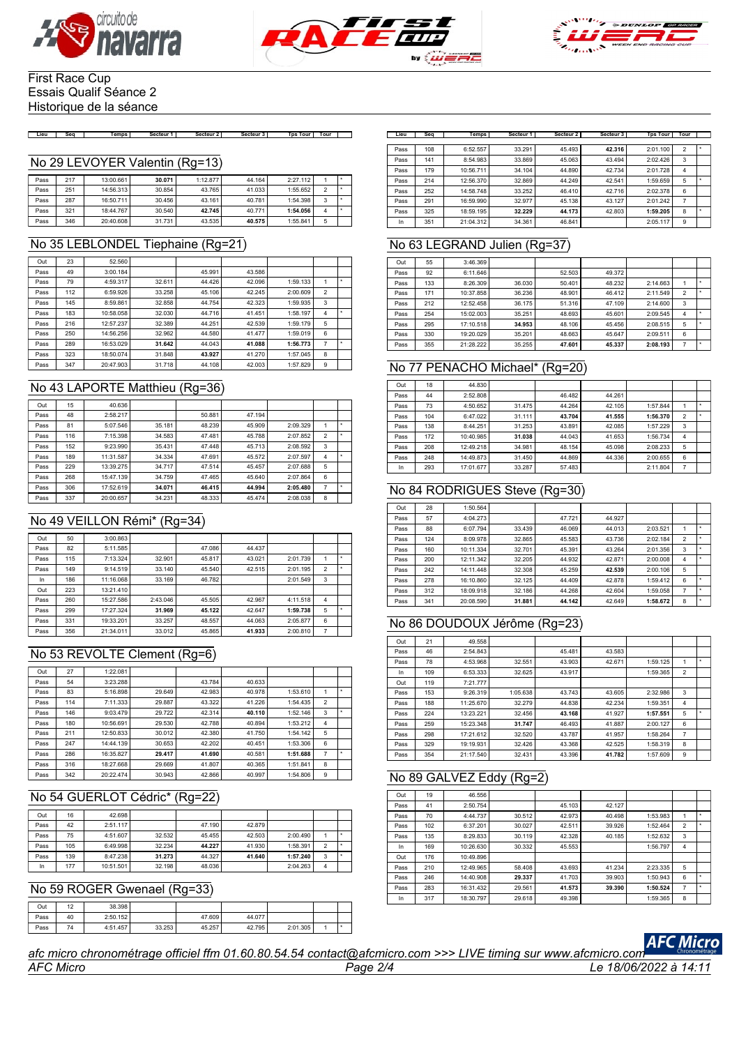First Race Cup
Essais Qualif Séance 2
Historique de la séance

## No 29 LEVOYER Valentin (Rg=13)

| Lieu | Seq | Temps | Secteur 1 | Secteur 2 | Secteur 3 | Tps Tour | Tour | |
|---|---|---|---|---|---|---|---|---|
| Pass | 217 | 13:00.661 | **30.071** | 1:12.877 | 44.164 | 2:27.112 | 1 | * |
| Pass | 251 | 14:56.313 | 30.854 | 43.765 | 41.033 | 1:55.652 | 2 | * |
| Pass | 287 | 16:50.711 | 30.456 | 43.161 | 40.781 | 1:54.398 | 3 | * |
| Pass | 321 | 18:44.767 | 30.540 | **42.745** | 40.771 | **1:54.056** | 4 | * |
| Pass | 346 | 20:40.608 | 31.731 | 43.535 | **40.575** | 1:55.841 | 5 | |

## No 35 LEBLONDEL Tiephaine (Rg=21)

| Lieu | Seq | Temps | Secteur 1 | Secteur 2 | Secteur 3 | Tps Tour | Tour | |
|---|---|---|---|---|---|---|---|---|
| Out | 23 | 52.560 | | | | | | |
| Pass | 49 | 3:00.184 | | 45.991 | 43.586 | | | |
| Pass | 79 | 4:59.317 | 32.611 | 44.426 | 42.096 | 1:59.133 | 1 | * |
| Pass | 112 | 6:59.926 | 33.258 | 45.106 | 42.245 | 2:00.609 | 2 | |
| Pass | 145 | 8:59.861 | 32.858 | 44.754 | 42.323 | 1:59.935 | 3 | |
| Pass | 183 | 10:58.058 | 32.030 | 44.716 | 41.451 | 1:58.197 | 4 | * |
| Pass | 216 | 12:57.237 | 32.389 | 44.251 | 42.539 | 1:59.179 | 5 | |
| Pass | 250 | 14:56.256 | 32.962 | 44.580 | 41.477 | 1:59.019 | 6 | |
| Pass | 289 | 16:53.029 | **31.642** | 44.043 | **41.088** | **1:56.773** | 7 | * |
| Pass | 323 | 18:50.074 | 31.848 | **43.927** | 41.270 | 1:57.045 | 8 | |
| Pass | 347 | 20:47.903 | 31.718 | 44.108 | 42.003 | 1:57.829 | 9 | |

## No 43 LAPORTE Matthieu (Rg=36)

| Lieu | Seq | Temps | Secteur 1 | Secteur 2 | Secteur 3 | Tps Tour | Tour | |
|---|---|---|---|---|---|---|---|---|
| Out | 15 | 40.636 | | | | | | |
| Pass | 48 | 2:58.217 | | 50.881 | 47.194 | | | |
| Pass | 81 | 5:07.546 | 35.181 | 48.239 | 45.909 | 2:09.329 | 1 | * |
| Pass | 116 | 7:15.398 | 34.583 | 47.481 | 45.788 | 2:07.852 | 2 | * |
| Pass | 152 | 9:23.990 | 35.431 | 47.448 | 45.713 | 2:08.592 | 3 | |
| Pass | 189 | 11:31.587 | 34.334 | 47.691 | 45.572 | 2:07.597 | 4 | * |
| Pass | 229 | 13:39.275 | 34.717 | 47.514 | 45.457 | 2:07.688 | 5 | |
| Pass | 268 | 15:47.139 | 34.759 | 47.465 | 45.640 | 2:07.864 | 6 | |
| Pass | 306 | 17:52.619 | **34.071** | **46.415** | **44.994** | **2:05.480** | 7 | * |
| Pass | 337 | 20:00.657 | 34.231 | 48.333 | 45.474 | 2:08.038 | 8 | |

## No 49 VEILLON Rémi* (Rg=34)

| Lieu | Seq | Temps | Secteur 1 | Secteur 2 | Secteur 3 | Tps Tour | Tour | |
|---|---|---|---|---|---|---|---|---|
| Out | 50 | 3:00.863 | | | | | | |
| Pass | 82 | 5:11.585 | | 47.086 | 44.437 | | | |
| Pass | 115 | 7:13.324 | 32.901 | 45.817 | 43.021 | 2:01.739 | 1 | * |
| Pass | 149 | 9:14.519 | 33.140 | 45.540 | 42.515 | 2:01.195 | 2 | * |
| In | 186 | 11:16.068 | 33.169 | 46.782 | | 2:01.549 | 3 | |
| Out | 223 | 13:21.410 | | | | | | |
| Pass | 260 | 15:27.586 | 2:43.046 | 45.505 | 42.967 | 4:11.518 | 4 | |
| Pass | 299 | 17:27.324 | **31.969** | **45.122** | 42.647 | **1:59.738** | 5 | * |
| Pass | 331 | 19:33.201 | 33.257 | 48.557 | 44.063 | 2:05.877 | 6 | |
| Pass | 356 | 21:34.011 | 33.012 | 45.865 | **41.933** | 2:00.810 | 7 | |

## No 53 REVOLTE Clement (Rg=6)

| Lieu | Seq | Temps | Secteur 1 | Secteur 2 | Secteur 3 | Tps Tour | Tour | |
|---|---|---|---|---|---|---|---|---|
| Out | 27 | 1:22.081 | | | | | | |
| Pass | 54 | 3:23.288 | | 43.784 | 40.633 | | | |
| Pass | 83 | 5:16.898 | 29.649 | 42.983 | 40.978 | 1:53.610 | 1 | * |
| Pass | 114 | 7:11.333 | 29.887 | 43.322 | 41.226 | 1:54.435 | 2 | |
| Pass | 146 | 9:03.479 | 29.722 | 42.314 | **40.110** | 1:52.146 | 3 | * |
| Pass | 180 | 10:56.691 | 29.530 | 42.788 | 40.894 | 1:53.212 | 4 | |
| Pass | 211 | 12:50.833 | 30.012 | 42.380 | 41.750 | 1:54.142 | 5 | |
| Pass | 247 | 14:44.139 | 30.653 | 42.202 | 40.451 | 1:53.306 | 6 | |
| Pass | 286 | 16:35.827 | **29.417** | **41.690** | 40.581 | **1:51.688** | 7 | * |
| Pass | 316 | 18:27.668 | 29.669 | 41.807 | 40.365 | 1:51.841 | 8 | |
| Pass | 342 | 20:22.474 | 30.943 | 42.866 | 40.997 | 1:54.806 | 9 | |

## No 54 GUERLOT Cédric* (Rg=22)

| Lieu | Seq | Temps | Secteur 1 | Secteur 2 | Secteur 3 | Tps Tour | Tour | |
|---|---|---|---|---|---|---|---|---|
| Out | 16 | 42.698 | | | | | | |
| Pass | 42 | 2:51.117 | | 47.190 | 42.879 | | | |
| Pass | 75 | 4:51.607 | 32.532 | 45.455 | 42.503 | 2:00.490 | 1 | * |
| Pass | 105 | 6:49.998 | 32.234 | **44.227** | 41.930 | 1:58.391 | 2 | * |
| Pass | 139 | 8:47.238 | **31.273** | 44.327 | **41.640** | **1:57.240** | 3 | * |
| In | 177 | 10:51.501 | 32.198 | 48.036 | | 2:04.263 | 4 | |

## No 59 ROGER Gwenael (Rg=33)

| Lieu | Seq | Temps | Secteur 1 | Secteur 2 | Secteur 3 | Tps Tour | Tour | |
|---|---|---|---|---|---|---|---|---|
| Out | 12 | 38.398 | | | | | | |
| Pass | 40 | 2:50.152 | | 47.609 | 44.077 | | | |
| Pass | 74 | 4:51.457 | 33.253 | 45.257 | 42.795 | 2:01.305 | 1 | * |
| Pass | 108 | 6:52.557 | 33.291 | 45.493 | **42.316** | 2:01.100 | 2 | * |
| Pass | 141 | 8:54.983 | 33.869 | 45.063 | 43.494 | 2:02.426 | 3 | |
| Pass | 179 | 10:56.711 | 34.104 | 44.890 | 42.734 | 2:01.728 | 4 | |
| Pass | 214 | 12:56.370 | 32.869 | 44.249 | 42.541 | 1:59.659 | 5 | * |
| Pass | 252 | 14:58.748 | 33.252 | 46.410 | 42.716 | 2:02.378 | 6 | |
| Pass | 291 | 16:59.990 | 32.977 | 45.138 | 43.127 | 2:01.242 | 7 | |
| Pass | 325 | 18:59.195 | **32.229** | **44.173** | 42.803 | **1:59.205** | 8 | * |
| In | 351 | 21:04.312 | 34.361 | 46.841 | | 2:05.117 | 9 | |

## No 63 LEGRAND Julien (Rg=37)

| Lieu | Seq | Temps | Secteur 1 | Secteur 2 | Secteur 3 | Tps Tour | Tour | |
|---|---|---|---|---|---|---|---|---|
| Out | 55 | 3:46.369 | | | | | | |
| Pass | 92 | 6:11.646 | | 52.503 | 49.372 | | | |
| Pass | 133 | 8:26.309 | 36.030 | 50.401 | 48.232 | 2:14.663 | 1 | * |
| Pass | 171 | 10:37.858 | 36.236 | 48.901 | 46.412 | 2:11.549 | 2 | * |
| Pass | 212 | 12:52.458 | 36.175 | 51.316 | 47.109 | 2:14.600 | 3 | |
| Pass | 254 | 15:02.003 | 35.251 | 48.693 | 45.601 | 2:09.545 | 4 | * |
| Pass | 295 | 17:10.518 | **34.953** | 48.106 | 45.456 | 2:08.515 | 5 | * |
| Pass | 330 | 19:20.029 | 35.201 | 48.663 | 45.647 | 2:09.511 | 6 | |
| Pass | 355 | 21:28.222 | 35.255 | **47.601** | **45.337** | **2:08.193** | 7 | * |

## No 77 PENACHO Michael* (Rg=20)

| Lieu | Seq | Temps | Secteur 1 | Secteur 2 | Secteur 3 | Tps Tour | Tour | |
|---|---|---|---|---|---|---|---|---|
| Out | 18 | 44.830 | | | | | | |
| Pass | 44 | 2:52.808 | | 46.482 | 44.261 | | | |
| Pass | 73 | 4:50.652 | 31.475 | 44.264 | 42.105 | 1:57.844 | 1 | * |
| Pass | 104 | 6:47.022 | 31.111 | **43.704** | **41.555** | **1:56.370** | 2 | * |
| Pass | 138 | 8:44.251 | 31.253 | 43.891 | 42.085 | 1:57.229 | 3 | |
| Pass | 172 | 10:40.985 | **31.038** | 44.043 | 41.653 | 1:56.734 | 4 | |
| Pass | 208 | 12:49.218 | 34.981 | 48.154 | 45.098 | 2:08.233 | 5 | |
| Pass | 248 | 14:49.873 | 31.450 | 44.869 | 44.336 | 2:00.655 | 6 | |
| In | 293 | 17:01.677 | 33.287 | 57.483 | | 2:11.804 | 7 | |

## No 84 RODRIGUES Steve (Rg=30)

| Lieu | Seq | Temps | Secteur 1 | Secteur 2 | Secteur 3 | Tps Tour | Tour | |
|---|---|---|---|---|---|---|---|---|
| Out | 28 | 1:50.564 | | | | | | |
| Pass | 57 | 4:04.273 | | 47.721 | 44.927 | | | |
| Pass | 88 | 6:07.794 | 33.439 | 46.069 | 44.013 | 2:03.521 | 1 | * |
| Pass | 124 | 8:09.978 | 32.865 | 45.583 | 43.736 | 2:02.184 | 2 | * |
| Pass | 160 | 10:11.334 | 32.701 | 45.391 | 43.264 | 2:01.356 | 3 | * |
| Pass | 200 | 12:11.342 | 32.205 | 44.932 | 42.871 | 2:00.008 | 4 | * |
| Pass | 242 | 14:11.448 | 32.308 | 45.259 | **42.539** | 2:00.106 | 5 | |
| Pass | 278 | 16:10.860 | 32.125 | 44.409 | 42.878 | 1:59.412 | 6 | * |
| Pass | 312 | 18:09.918 | 32.186 | 44.268 | 42.604 | 1:59.058 | 7 | * |
| Pass | 341 | 20:08.590 | **31.881** | **44.142** | 42.649 | **1:58.672** | 8 | * |

## No 86 DOUDOUX Jérôme (Rg=23)

| Lieu | Seq | Temps | Secteur 1 | Secteur 2 | Secteur 3 | Tps Tour | Tour | |
|---|---|---|---|---|---|---|---|---|
| Out | 21 | 49.558 | | | | | | |
| Pass | 46 | 2:54.843 | | 45.481 | 43.583 | | | |
| Pass | 78 | 4:53.968 | 32.551 | 43.903 | 42.671 | 1:59.125 | 1 | * |
| In | 109 | 6:53.333 | 32.625 | 43.917 | | 1:59.365 | 2 | |
| Out | 119 | 7:21.777 | | | | | | |
| Pass | 153 | 9:26.319 | 1:05.638 | 43.743 | 43.605 | 2:32.986 | 3 | |
| Pass | 188 | 11:25.670 | 32.279 | 44.838 | 42.234 | 1:59.351 | 4 | |
| Pass | 224 | 13:23.221 | 32.456 | **43.168** | 41.927 | **1:57.551** | 5 | * |
| Pass | 259 | 15:23.348 | **31.747** | 46.493 | 41.887 | 2:00.127 | 6 | |
| Pass | 298 | 17:21.612 | 32.520 | 43.787 | 41.957 | 1:58.264 | 7 | |
| Pass | 329 | 19:19.931 | 32.426 | 43.368 | 42.525 | 1:58.319 | 8 | |
| Pass | 354 | 21:17.540 | 32.431 | 43.396 | **41.782** | 1:57.609 | 9 | |

## No 89 GALVEZ Eddy (Rg=2)

| Lieu | Seq | Temps | Secteur 1 | Secteur 2 | Secteur 3 | Tps Tour | Tour | |
|---|---|---|---|---|---|---|---|---|
| Out | 19 | 46.556 | | | | | | |
| Pass | 41 | 2:50.754 | | 45.103 | 42.127 | | | |
| Pass | 70 | 4:44.737 | 30.512 | 42.973 | 40.498 | 1:53.983 | 1 | * |
| Pass | 102 | 6:37.201 | 30.027 | 42.511 | 39.926 | 1:52.464 | 2 | * |
| Pass | 135 | 8:29.833 | 30.119 | 42.328 | 40.185 | 1:52.632 | 3 | |
| In | 169 | 10:26.630 | 30.332 | 45.553 | | 1:56.797 | 4 | |
| Out | 176 | 10:49.896 | | | | | | |
| Pass | 210 | 12:49.965 | 58.408 | 43.693 | 41.234 | 2:23.335 | 5 | |
| Pass | 246 | 14:40.908 | **29.337** | 41.703 | 39.903 | 1:50.943 | 6 | * |
| Pass | 283 | 16:31.432 | 29.561 | **41.573** | **39.390** | **1:50.524** | 7 | * |
| In | 317 | 18:30.797 | 29.618 | 49.396 | | 1:59.365 | 8 | |

*afc micro chronométrage officiel ffm 01.60.80.54.54 contact@afcmicro.com >>> LIVE timing sur www.afcmicro.com*

*AFC Micro* — *Le 18/06/2022 à 14:11*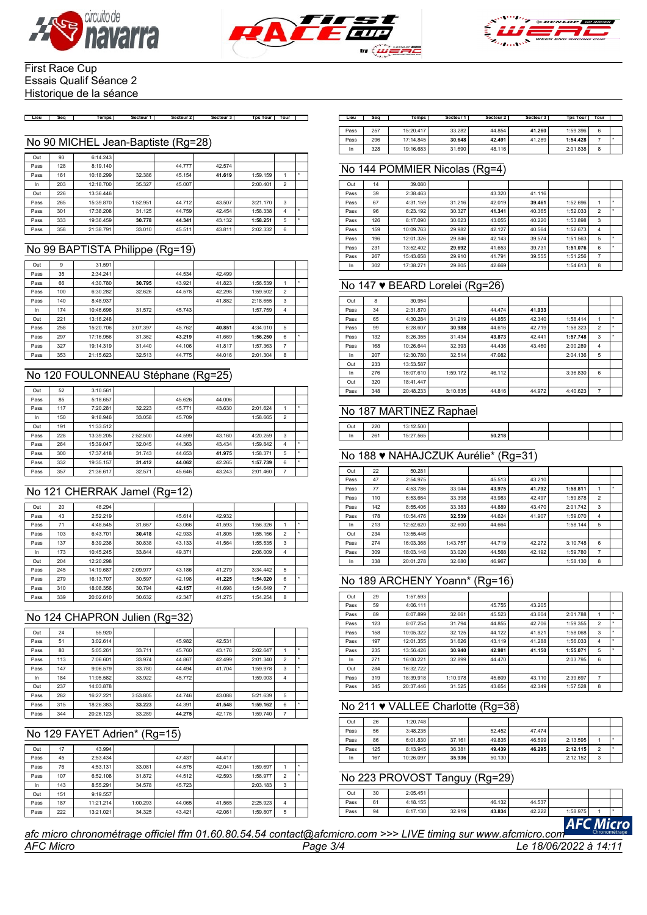First Race Cup
Essais Qualif Séance 2
Historique de la séance

## No 90 MICHEL Jean-Baptiste (Rg=28)

| Lieu | Seq | Temps | Secteur 1 | Secteur 2 | Secteur 3 | Tps Tour | Tour | |
|---|---|---|---|---|---|---|---|---|
| Out | 93 | 6:14.243 | | | | | | |
| Pass | 128 | 8:19.140 | | 44.777 | 42.574 | | | |
| Pass | 161 | 10:18.299 | 32.386 | 45.154 | **41.619** | 1:59.159 | 1 | * |
| In | 203 | 12:18.700 | 35.327 | 45.007 | | 2:00.401 | 2 | |
| Out | 226 | 13:36.446 | | | | | | |
| Pass | 265 | 15:39.870 | 1:52.951 | 44.712 | 43.507 | 3:21.170 | 3 | |
| Pass | 301 | 17:38.208 | 31.125 | 44.759 | 42.454 | 1:58.338 | 4 | * |
| Pass | 333 | 19:36.459 | **30.778** | **44.341** | 43.132 | **1:58.251** | 5 | * |
| Pass | 358 | 21:38.791 | 33.010 | 45.511 | 43.811 | 2:02.332 | 6 | |

## No 99 BAPTISTA Philippe (Rg=19)

| Lieu | Seq | Temps | Secteur 1 | Secteur 2 | Secteur 3 | Tps Tour | Tour | |
|---|---|---|---|---|---|---|---|---|
| Out | 9 | 31.591 | | | | | | |
| Pass | 35 | 2:34.241 | | 44.534 | 42.499 | | | |
| Pass | 66 | 4:30.780 | **30.795** | 43.921 | 41.823 | 1:56.539 | 1 | * |
| Pass | 100 | 6:30.282 | 32.626 | 44.578 | 42.298 | 1:59.502 | 2 | |
| Pass | 140 | 8:48.937 | | | 41.882 | 2:18.655 | 3 | |
| In | 174 | 10:46.696 | 31.572 | 45.743 | | 1:57.759 | 4 | |
| Out | 221 | 13:16.248 | | | | | | |
| Pass | 258 | 15:20.706 | 3:07.397 | 45.762 | **40.851** | 4:34.010 | 5 | |
| Pass | 297 | 17:16.956 | 31.362 | **43.219** | 41.669 | **1:56.250** | 6 | * |
| Pass | 327 | 19:14.319 | 31.440 | 44.106 | 41.817 | 1:57.363 | 7 | |
| Pass | 353 | 21:15.623 | 32.513 | 44.775 | 44.016 | 2:01.304 | 8 | |

## No 120 FOULONNEAU Stéphane (Rg=25)

| Lieu | Seq | Temps | Secteur 1 | Secteur 2 | Secteur 3 | Tps Tour | Tour | |
|---|---|---|---|---|---|---|---|---|
| Out | 52 | 3:10.561 | | | | | | |
| Pass | 85 | 5:18.657 | | 45.626 | 44.006 | | | |
| Pass | 117 | 7:20.281 | 32.223 | 45.771 | 43.630 | 2:01.624 | 1 | * |
| In | 150 | 9:18.946 | 33.058 | 45.709 | | 1:58.665 | 2 | |
| Out | 191 | 11:33.512 | | | | | | |
| Pass | 228 | 13:39.205 | 2:52.500 | 44.599 | 43.160 | 4:20.259 | 3 | |
| Pass | 264 | 15:39.047 | 32.045 | 44.363 | 43.434 | 1:59.842 | 4 | * |
| Pass | 300 | 17:37.418 | 31.743 | 44.653 | **41.975** | 1:58.371 | 5 | * |
| Pass | 332 | 19:35.157 | **31.412** | **44.062** | 42.265 | **1:57.739** | 6 | * |
| Pass | 357 | 21:36.617 | 32.571 | 45.646 | 43.243 | 2:01.460 | 7 | |

## No 121 CHERRAK Jamel (Rg=12)

| Lieu | Seq | Temps | Secteur 1 | Secteur 2 | Secteur 3 | Tps Tour | Tour | |
|---|---|---|---|---|---|---|---|---|
| Out | 20 | 48.294 | | | | | | |
| Pass | 43 | 2:52.219 | | 45.614 | 42.932 | | | |
| Pass | 71 | 4:48.545 | 31.667 | 43.066 | 41.593 | 1:56.326 | 1 | * |
| Pass | 103 | 6:43.701 | **30.418** | 42.933 | 41.805 | 1:55.156 | 2 | * |
| Pass | 137 | 8:39.236 | 30.838 | 43.133 | 41.564 | 1:55.535 | 3 | |
| In | 173 | 10:45.245 | 33.844 | 49.371 | | 2:06.009 | 4 | |
| Out | 204 | 12:20.298 | | | | | | |
| Pass | 245 | 14:19.687 | 2:09.977 | 43.186 | 41.279 | 3:34.442 | 5 | |
| Pass | 279 | 16:13.707 | 30.597 | 42.198 | **41.225** | **1:54.020** | 6 | * |
| Pass | 310 | 18:08.356 | 30.794 | **42.157** | 41.698 | 1:54.649 | 7 | |
| Pass | 339 | 20:02.610 | 30.632 | 42.347 | 41.275 | 1:54.254 | 8 | |

## No 124 CHAPRON Julien (Rg=32)

| Lieu | Seq | Temps | Secteur 1 | Secteur 2 | Secteur 3 | Tps Tour | Tour | |
|---|---|---|---|---|---|---|---|---|
| Out | 24 | 55.920 | | | | | | |
| Pass | 51 | 3:02.614 | | 45.982 | 42.531 | | | |
| Pass | 80 | 5:05.261 | 33.711 | 45.760 | 43.176 | 2:02.647 | 1 | * |
| Pass | 113 | 7:06.601 | 33.974 | 44.867 | 42.499 | 2:01.340 | 2 | * |
| Pass | 147 | 9:06.579 | 33.780 | 44.494 | 41.704 | 1:59.978 | 3 | * |
| In | 184 | 11:05.582 | 33.922 | 45.772 | | 1:59.003 | 4 | |
| Out | 237 | 14:03.878 | | | | | | |
| Pass | 282 | 16:27.221 | 3:53.805 | 44.746 | 43.088 | 5:21.639 | 5 | |
| Pass | 315 | 18:26.383 | **33.223** | 44.391 | **41.548** | **1:59.162** | 6 | * |
| Pass | 344 | 20:26.123 | 33.289 | **44.275** | 42.176 | 1:59.740 | 7 | |

## No 129 FAYET Adrien* (Rg=15)

| Lieu | Seq | Temps | Secteur 1 | Secteur 2 | Secteur 3 | Tps Tour | Tour | |
|---|---|---|---|---|---|---|---|---|
| Out | 17 | 43.994 | | | | | | |
| Pass | 45 | 2:53.434 | | 47.437 | 44.417 | | | |
| Pass | 76 | 4:53.131 | 33.081 | 44.575 | 42.041 | 1:59.697 | 1 | * |
| Pass | 107 | 6:52.108 | 31.872 | 44.512 | 42.593 | 1:58.977 | 2 | * |
| In | 143 | 8:55.291 | 34.578 | 45.723 | | 2:03.183 | 3 | |
| Out | 151 | 9:19.557 | | | | | | |
| Pass | 187 | 11:21.214 | 1:00.293 | 44.065 | 41.565 | 2:25.923 | 4 | |
| Pass | 222 | 13:21.021 | 34.325 | 43.421 | 42.061 | 1:59.807 | 5 | |
| Pass | 257 | 15:20.417 | 33.282 | 44.854 | **41.260** | 1:59.396 | 6 | |
| Pass | 296 | 17:14.845 | **30.648** | **42.491** | 41.289 | **1:54.428** | 7 | * |
| In | 328 | 19:16.683 | 31.690 | 48.116 | | 2:01.838 | 8 | |

## No 144 POMMIER Nicolas (Rg=4)

| Lieu | Seq | Temps | Secteur 1 | Secteur 2 | Secteur 3 | Tps Tour | Tour | |
|---|---|---|---|---|---|---|---|---|
| Out | 14 | 39.080 | | | | | | |
| Pass | 39 | 2:38.463 | | 43.320 | 41.116 | | | |
| Pass | 67 | 4:31.159 | 31.216 | 42.019 | **39.461** | 1:52.696 | 1 | * |
| Pass | 96 | 6:23.192 | 30.327 | **41.341** | 40.365 | 1:52.033 | 2 | * |
| Pass | 126 | 8:17.090 | 30.623 | 43.055 | 40.220 | 1:53.898 | 3 | |
| Pass | 159 | 10:09.763 | 29.982 | 42.127 | 40.564 | 1:52.673 | 4 | |
| Pass | 196 | 12:01.326 | 29.846 | 42.143 | 39.574 | 1:51.563 | 5 | * |
| Pass | 231 | 13:52.402 | **29.692** | 41.653 | 39.731 | **1:51.076** | 6 | * |
| Pass | 267 | 15:43.658 | 29.910 | 41.791 | 39.555 | 1:51.256 | 7 | |
| In | 302 | 17:38.271 | 29.805 | 42.669 | | 1:54.613 | 8 | |

## No 147 ♥ BEARD Lorelei (Rg=26)

| Lieu | Seq | Temps | Secteur 1 | Secteur 2 | Secteur 3 | Tps Tour | Tour | |
|---|---|---|---|---|---|---|---|---|
| Out | 8 | 30.954 | | | | | | |
| Pass | 34 | 2:31.870 | | 44.474 | **41.933** | | | |
| Pass | 65 | 4:30.284 | 31.219 | 44.855 | 42.340 | 1:58.414 | 1 | * |
| Pass | 99 | 6:28.607 | **30.988** | 44.616 | 42.719 | 1:58.323 | 2 | * |
| Pass | 132 | 8:26.355 | 31.434 | **43.873** | 42.441 | **1:57.748** | 3 | * |
| Pass | 168 | 10:26.644 | 32.393 | 44.436 | 43.460 | 2:00.289 | 4 | |
| In | 207 | 12:30.780 | 32.514 | 47.082 | | 2:04.136 | 5 | |
| Out | 233 | 13:53.587 | | | | | | |
| In | 276 | 16:07.610 | 1:59.172 | 46.112 | | 3:36.830 | 6 | |
| Out | 320 | 18:41.447 | | | | | | |
| Pass | 348 | 20:48.233 | 3:10.835 | 44.816 | 44.972 | 4:40.623 | 7 | |

## No 187 MARTINEZ Raphael

| Lieu | Seq | Temps | Secteur 1 | Secteur 2 | Secteur 3 | Tps Tour | Tour | |
|---|---|---|---|---|---|---|---|---|
| Out | 220 | 13:12.500 | | | | | | |
| In | 261 | 15:27.565 | | **50.218** | | | | |

## No 188 ♥ NAHAJCZUK Aurélie* (Rg=31)

| Lieu | Seq | Temps | Secteur 1 | Secteur 2 | Secteur 3 | Tps Tour | Tour | |
|---|---|---|---|---|---|---|---|---|
| Out | 22 | 50.281 | | | | | | |
| Pass | 47 | 2:54.975 | | 45.513 | 43.210 | | | |
| Pass | 77 | 4:53.786 | 33.044 | **43.975** | **41.792** | **1:58.811** | 1 | * |
| Pass | 110 | 6:53.664 | 33.398 | 43.983 | 42.497 | 1:59.878 | 2 | |
| Pass | 142 | 8:55.406 | 33.383 | 44.889 | 43.470 | 2:01.742 | 3 | |
| Pass | 178 | 10:54.476 | **32.539** | 44.624 | 41.907 | 1:59.070 | 4 | |
| In | 213 | 12:52.620 | 32.600 | 44.664 | | 1:58.144 | 5 | |
| Out | 234 | 13:55.446 | | | | | | |
| Pass | 274 | 16:03.368 | 1:43.757 | 44.719 | 42.272 | 3:10.748 | 6 | |
| Pass | 309 | 18:03.148 | 33.020 | 44.568 | 42.192 | 1:59.780 | 7 | |
| In | 338 | 20:01.278 | 32.680 | 46.967 | | 1:58.130 | 8 | |

## No 189 ARCHENY Yoann* (Rg=16)

| Lieu | Seq | Temps | Secteur 1 | Secteur 2 | Secteur 3 | Tps Tour | Tour | |
|---|---|---|---|---|---|---|---|---|
| Out | 29 | 1:57.593 | | | | | | |
| Pass | 59 | 4:06.111 | | 45.755 | 43.205 | | | |
| Pass | 89 | 6:07.899 | 32.661 | 45.523 | 43.604 | 2:01.788 | 1 | * |
| Pass | 123 | 8:07.254 | 31.794 | 44.855 | 42.706 | 1:59.355 | 2 | * |
| Pass | 158 | 10:05.322 | 32.125 | 44.122 | 41.821 | 1:58.068 | 3 | * |
| Pass | 197 | 12:01.355 | 31.626 | 43.119 | 41.288 | 1:56.033 | 4 | * |
| Pass | 235 | 13:56.426 | **30.940** | **42.981** | **41.150** | **1:55.071** | 5 | * |
| In | 271 | 16:00.221 | 32.899 | 44.470 | | 2:03.795 | 6 | |
| Out | 284 | 16:32.722 | | | | | | |
| Pass | 319 | 18:39.918 | 1:10.978 | 45.609 | 43.110 | 2:39.697 | 7 | |
| Pass | 345 | 20:37.446 | 31.525 | 43.654 | 42.349 | 1:57.528 | 8 | |

## No 211 ♥ VALLEE Charlotte (Rg=38)

| Lieu | Seq | Temps | Secteur 1 | Secteur 2 | Secteur 3 | Tps Tour | Tour | |
|---|---|---|---|---|---|---|---|---|
| Out | 26 | 1:20.748 | | | | | | |
| Pass | 56 | 3:48.235 | | 52.452 | 47.474 | | | |
| Pass | 86 | 6:01.830 | 37.161 | 49.835 | 46.599 | 2:13.595 | 1 | * |
| Pass | 125 | 8:13.945 | 36.381 | **49.439** | **46.295** | **2:12.115** | 2 | * |
| In | 167 | 10:26.097 | **35.936** | 50.130 | | 2:12.152 | 3 | |

## No 223 PROVOST Tanguy (Rg=29)

| Lieu | Seq | Temps | Secteur 1 | Secteur 2 | Secteur 3 | Tps Tour | Tour | |
|---|---|---|---|---|---|---|---|---|
| Out | 30 | 2:05.451 | | | | | | |
| Pass | 61 | 4:18.155 | | 46.132 | 44.537 | | | |
| Pass | 94 | 6:17.130 | 32.919 | **43.834** | 42.222 | 1:58.975 | 1 | * |

*afc micro chronométrage officiel ffm 01.60.80.54.54 contact@afcmicro.com >>> LIVE timing sur www.afcmicro.com*

*AFC Micro* — *Le 18/06/2022 à 14:11*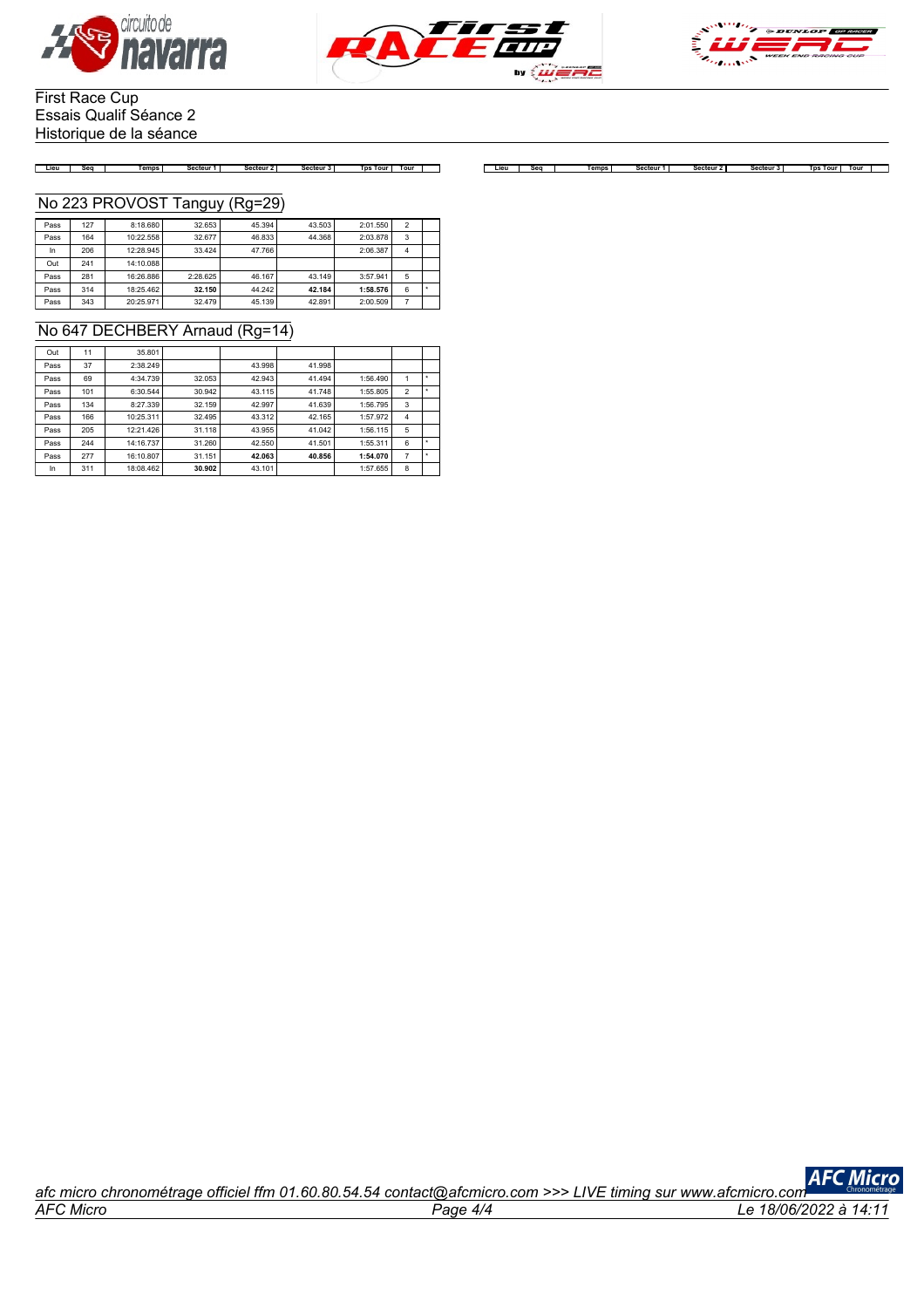First Race Cup
Essais Qualif Séance 2
Historique de la séance

## No 223 PROVOST Tanguy (Rg=29)

| Lieu | Seq | Temps | Secteur 1 | Secteur 2 | Secteur 3 | Tps Tour | Tour | |
|---|---|---|---|---|---|---|---|---|
| Pass | 127 | 8:18.680 | 32.653 | 45.394 | 43.503 | 2:01.550 | 2 | |
| Pass | 164 | 10:22.558 | 32.677 | 46.833 | 44.368 | 2:03.878 | 3 | |
| In | 206 | 12:28.945 | 33.424 | 47.766 | | 2:06.387 | 4 | |
| Out | 241 | 14:10.088 | | | | | | |
| Pass | 281 | 16:26.886 | 2:28.625 | 46.167 | 43.149 | 3:57.941 | 5 | |
| Pass | 314 | 18:25.462 | **32.150** | 44.242 | **42.184** | **1:58.576** | 6 | * |
| Pass | 343 | 20:25.971 | 32.479 | 45.139 | 42.891 | 2:00.509 | 7 | |

## No 647 DECHBERY Arnaud (Rg=14)

| Lieu | Seq | Temps | Secteur 1 | Secteur 2 | Secteur 3 | Tps Tour | Tour | |
|---|---|---|---|---|---|---|---|---|
| Out | 11 | 35.801 | | | | | | |
| Pass | 37 | 2:38.249 | | 43.998 | 41.998 | | | |
| Pass | 69 | 4:34.739 | 32.053 | 42.943 | 41.494 | 1:56.490 | 1 | * |
| Pass | 101 | 6:30.544 | 30.942 | 43.115 | 41.748 | 1:55.805 | 2 | * |
| Pass | 134 | 8:27.339 | 32.159 | 42.997 | 41.639 | 1:56.795 | 3 | |
| Pass | 166 | 10:25.311 | 32.495 | 43.312 | 42.165 | 1:57.972 | 4 | |
| Pass | 205 | 12:21.426 | 31.118 | 43.955 | 41.042 | 1:56.115 | 5 | |
| Pass | 244 | 14:16.737 | 31.260 | 42.550 | 41.501 | 1:55.311 | 6 | * |
| Pass | 277 | 16:10.807 | 31.151 | **42.063** | **40.856** | **1:54.070** | 7 | * |
| In | 311 | 18:08.462 | **30.902** | 43.101 | | 1:57.655 | 8 | |

*afc micro chronométrage officiel ffm 01.60.80.54.54 contact@afcmicro.com >>> LIVE timing sur www.afcmicro.com*

*AFC Micro* — *Le 18/06/2022 à 14:11*